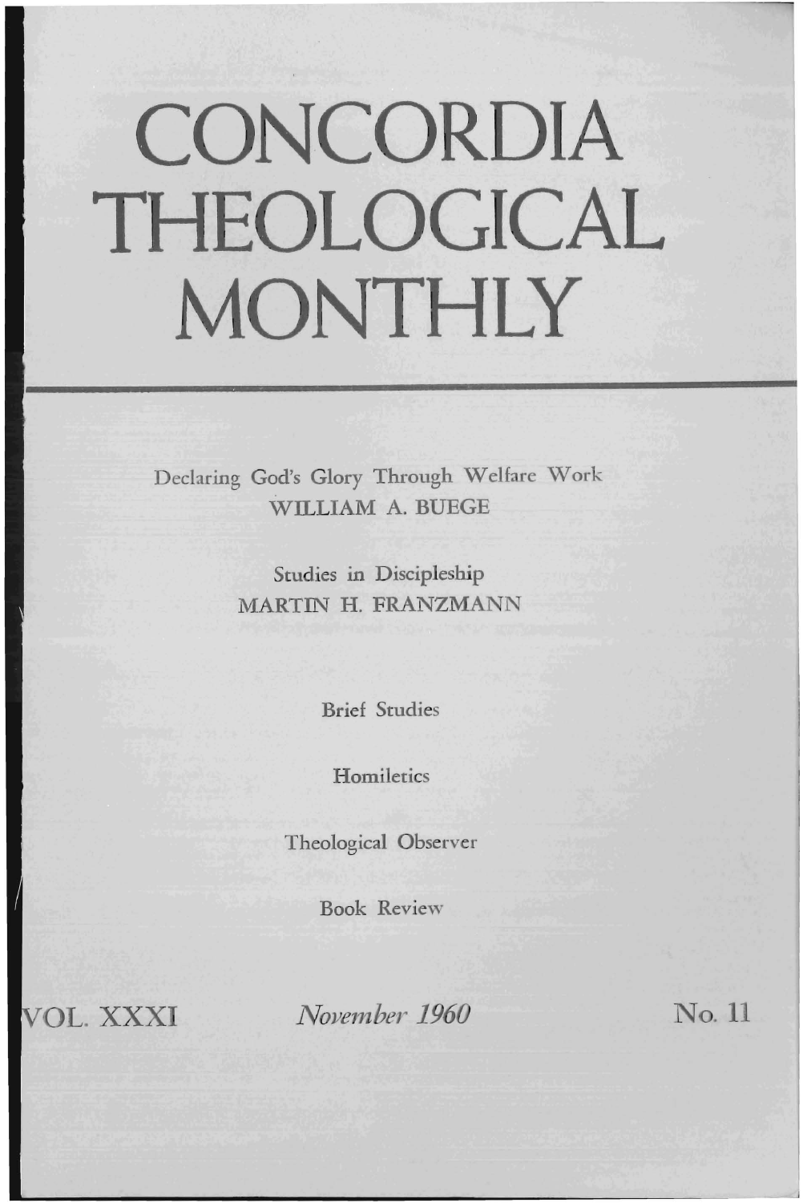# CONCORDIA THEOLOGICAL MONTHLY

Declaring God's Glory Through Welfare Work
WILLIAM A. BUEGE

Studies in Discipleship
MARTIN H. FRANZMANN

Brief Studies

Homiletics

Theological Observer

Book Review

VOL. XXXI *November 1960* No. 11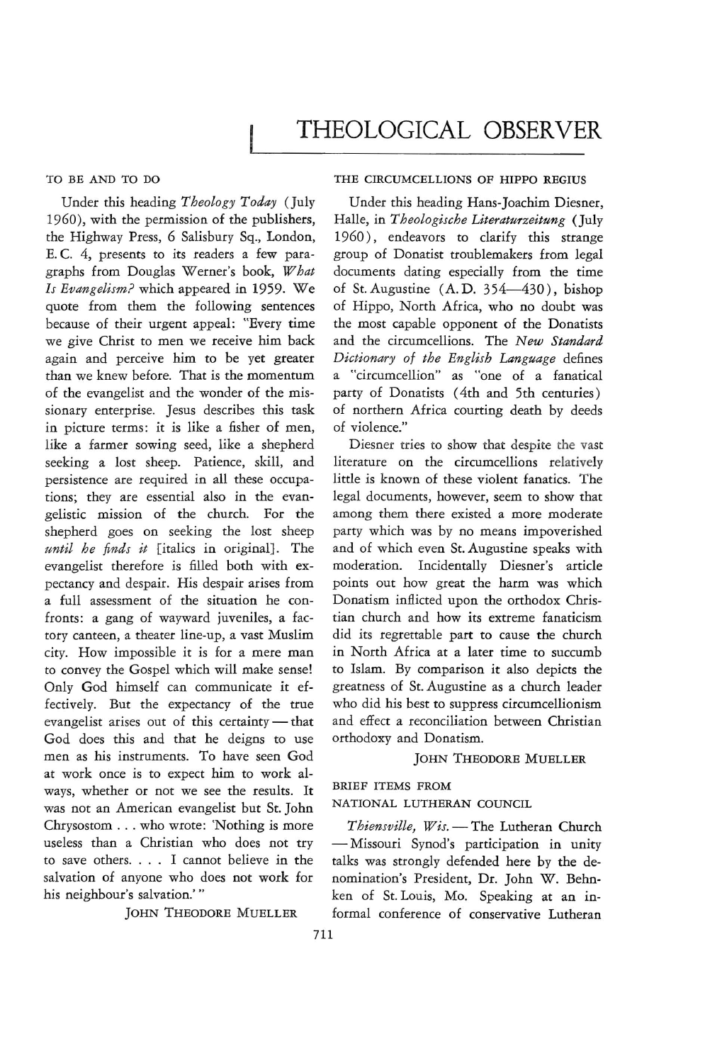# THEOLOGICAL OBSERVER

### TO BE AND TO DO

Under this heading *Theology Today* (July 1960), with the permission of the publishers, the Highway Press, 6 Salisbury Sq., London, E. C. 4, presents to its readers a few paragraphs from Douglas Werner's book, *What Is Evangelism?* which appeared in 1959. We quote from them the following sentences because of their urgent appeal: "Every time we give Christ to men we receive him back again and perceive him to be yet greater than we knew before. That is the momentum of the evangelist and the wonder of the missionary enterprise. Jesus describes this task in picture terms: it is like a fisher of men, like a farmer sowing seed, like a shepherd seeking a lost sheep. Patience, skill, and persistence are required in all these occupations; they are essential also in the evangelistic mission of the church. For the shepherd goes on seeking the lost sheep *until he finds it* [italics in original]. The evangelist therefore is filled both with expectancy and despair. His despair arises from a full assessment of the situation he confronts: a gang of wayward juveniles, a factory canteen, a theater line-up, a vast Muslim city. How impossible it is for a mere man to convey the Gospel which will make sense! Only God himself can communicate it effectively. But the expectancy of the true evangelist arises out of this certainty — that God does this and that he deigns to use men as his instruments. To have seen God at work once is to expect him to work always, whether or not we see the results. It was not an American evangelist but St. John Chrysostom . . . who wrote: 'Nothing is more useless than a Christian who does not try to save others. . . . I cannot believe in the salvation of anyone who does not work for his neighbour's salvation.'"

JOHN THEODORE MUELLER

### THE CIRCUMCELLIONS OF HIPPO REGIUS

Under this heading Hans-Joachim Diesner, Halle, in *Theologische Literaturzeitung* (July 1960), endeavors to clarify this strange group of Donatist troublemakers from legal documents dating especially from the time of St. Augustine (A. D. 354—430), bishop of Hippo, North Africa, who no doubt was the most capable opponent of the Donatists and the circumcellions. The *New Standard Dictionary of the English Language* defines a "circumcellion" as "one of a fanatical party of Donatists (4th and 5th centuries) of northern Africa courting death by deeds of violence."

Diesner tries to show that despite the vast literature on the circumcellions relatively little is known of these violent fanatics. The legal documents, however, seem to show that among them there existed a more moderate party which was by no means impoverished and of which even St. Augustine speaks with moderation. Incidentally Diesner's article points out how great the harm was which Donatism inflicted upon the orthodox Christian church and how its extreme fanaticism did its regrettable part to cause the church in North Africa at a later time to succumb to Islam. By comparison it also depicts the greatness of St. Augustine as a church leader who did his best to suppress circumcellionism and effect a reconciliation between Christian orthodoxy and Donatism.

JOHN THEODORE MUELLER

### BRIEF ITEMS FROM NATIONAL LUTHERAN COUNCIL

*Thiensville, Wis.* — The Lutheran Church — Missouri Synod's participation in unity talks was strongly defended here by the denomination's President, Dr. John W. Behnken of St. Louis, Mo. Speaking at an informal conference of conservative Lutheran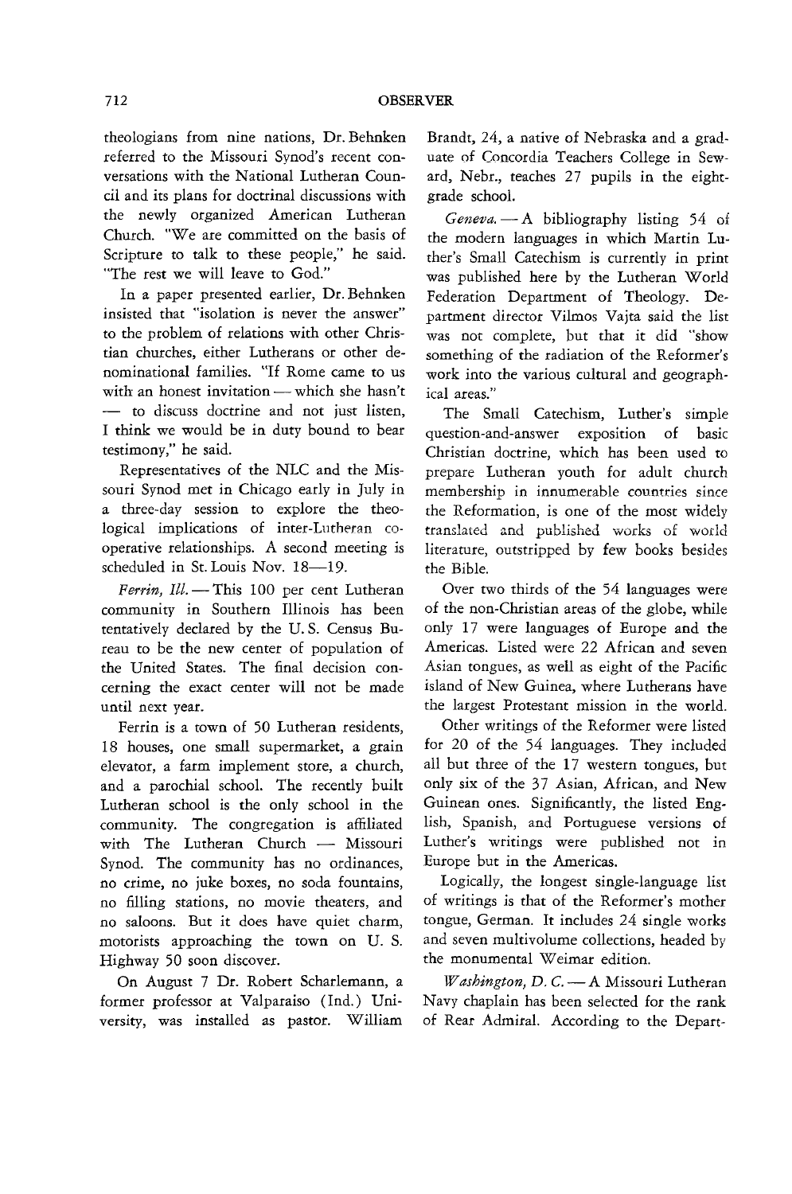theologians from nine nations, Dr. Behnken referred to the Missouri Synod's recent conversations with the National Lutheran Council and its plans for doctrinal discussions with the newly organized American Lutheran Church. "We are committed on the basis of Scripture to talk to these people," he said. "The rest we will leave to God."

In a paper presented earlier, Dr. Behnken insisted that "isolation is never the answer" to the problem of relations with other Christian churches, either Lutherans or other denominational families. "If Rome came to us with an honest invitation — which she hasn't — to discuss doctrine and not just listen, I think we would be in duty bound to bear testimony," he said.

Representatives of the NLC and the Missouri Synod met in Chicago early in July in a three-day session to explore the theological implications of inter-Lutheran cooperative relationships. A second meeting is scheduled in St. Louis Nov. 18—19.

*Ferrin, Ill.* — This 100 per cent Lutheran community in Southern Illinois has been tentatively declared by the U. S. Census Bureau to be the new center of population of the United States. The final decision concerning the exact center will not be made until next year.

Ferrin is a town of 50 Lutheran residents, 18 houses, one small supermarket, a grain elevator, a farm implement store, a church, and a parochial school. The recently built Lutheran school is the only school in the community. The congregation is affiliated with The Lutheran Church — Missouri Synod. The community has no ordinances, no crime, no juke boxes, no soda fountains, no filling stations, no movie theaters, and no saloons. But it does have quiet charm, motorists approaching the town on U. S. Highway 50 soon discover.

On August 7 Dr. Robert Scharlemann, a former professor at Valparaiso (Ind.) University, was installed as pastor. William Brandt, 24, a native of Nebraska and a graduate of Concordia Teachers College in Seward, Nebr., teaches 27 pupils in the eight-grade school.

*Geneva.* — A bibliography listing 54 of the modern languages in which Martin Luther's Small Catechism is currently in print was published here by the Lutheran World Federation Department of Theology. Department director Vilmos Vajta said the list was not complete, but that it did "show something of the radiation of the Reformer's work into the various cultural and geographical areas."

The Small Catechism, Luther's simple question-and-answer exposition of basic Christian doctrine, which has been used to prepare Lutheran youth for adult church membership in innumerable countries since the Reformation, is one of the most widely translated and published works of world literature, outstripped by few books besides the Bible.

Over two thirds of the 54 languages were of the non-Christian areas of the globe, while only 17 were languages of Europe and the Americas. Listed were 22 African and seven Asian tongues, as well as eight of the Pacific island of New Guinea, where Lutherans have the largest Protestant mission in the world.

Other writings of the Reformer were listed for 20 of the 54 languages. They included all but three of the 17 western tongues, but only six of the 37 Asian, African, and New Guinean ones. Significantly, the listed English, Spanish, and Portuguese versions of Luther's writings were published not in Europe but in the Americas.

Logically, the longest single-language list of writings is that of the Reformer's mother tongue, German. It includes 24 single works and seven multivolume collections, headed by the monumental Weimar edition.

*Washington, D. C.* — A Missouri Lutheran Navy chaplain has been selected for the rank of Rear Admiral. According to the Depart-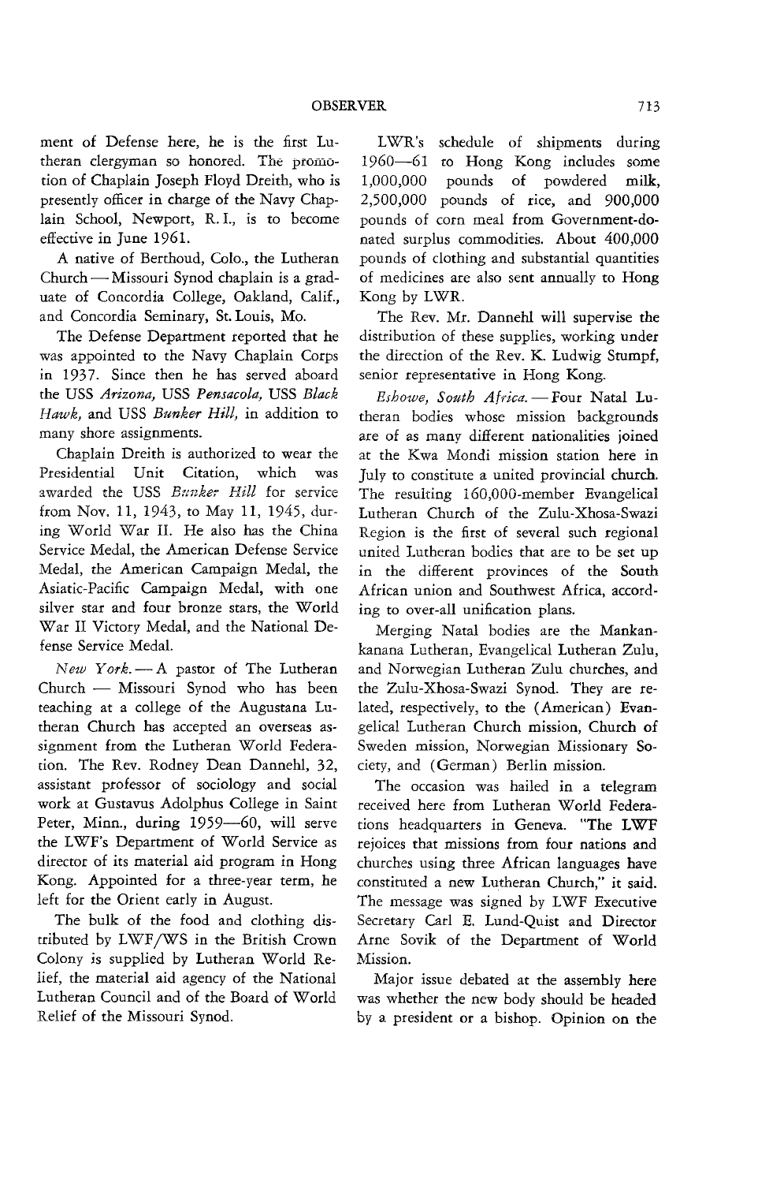ment of Defense here, he is the first Lutheran clergyman so honored. The promotion of Chaplain Joseph Floyd Dreith, who is presently officer in charge of the Navy Chaplain School, Newport, R. I., is to become effective in June 1961.

A native of Berthoud, Colo., the Lutheran Church — Missouri Synod chaplain is a graduate of Concordia College, Oakland, Calif., and Concordia Seminary, St. Louis, Mo.

The Defense Department reported that he was appointed to the Navy Chaplain Corps in 1937. Since then he has served aboard the USS *Arizona*, USS *Pensacola*, USS *Black Hawk*, and USS *Bunker Hill*, in addition to many shore assignments.

Chaplain Dreith is authorized to wear the Presidential Unit Citation, which was awarded the USS *Bunker Hill* for service from Nov. 11, 1943, to May 11, 1945, during World War II. He also has the China Service Medal, the American Defense Service Medal, the American Campaign Medal, the Asiatic-Pacific Campaign Medal, with one silver star and four bronze stars, the World War II Victory Medal, and the National Defense Service Medal.

*New York.* — A pastor of The Lutheran Church — Missouri Synod who has been teaching at a college of the Augustana Lutheran Church has accepted an overseas assignment from the Lutheran World Federation. The Rev. Rodney Dean Dannehl, 32, assistant professor of sociology and social work at Gustavus Adolphus College in Saint Peter, Minn., during 1959—60, will serve the LWF's Department of World Service as director of its material aid program in Hong Kong. Appointed for a three-year term, he left for the Orient early in August.

The bulk of the food and clothing distributed by LWF/WS in the British Crown Colony is supplied by Lutheran World Relief, the material aid agency of the National Lutheran Council and of the Board of World Relief of the Missouri Synod.

LWR's schedule of shipments during 1960—61 to Hong Kong includes some 1,000,000 pounds of powdered milk, 2,500,000 pounds of rice, and 900,000 pounds of corn meal from Government-donated surplus commodities. About 400,000 pounds of clothing and substantial quantities of medicines are also sent annually to Hong Kong by LWR.

The Rev. Mr. Dannehl will supervise the distribution of these supplies, working under the direction of the Rev. K. Ludwig Stumpf, senior representative in Hong Kong.

*Eshowe, South Africa.* — Four Natal Lutheran bodies whose mission backgrounds are of as many different nationalities joined at the Kwa Mondi mission station here in July to constitute a united provincial church. The resulting 160,000-member Evangelical Lutheran Church of the Zulu-Xhosa-Swazi Region is the first of several such regional united Lutheran bodies that are to be set up in the different provinces of the South African union and Southwest Africa, according to over-all unification plans.

Merging Natal bodies are the Mankankanana Lutheran, Evangelical Lutheran Zulu, and Norwegian Lutheran Zulu churches, and the Zulu-Xhosa-Swazi Synod. They are related, respectively, to the (American) Evangelical Lutheran Church mission, Church of Sweden mission, Norwegian Missionary Society, and (German) Berlin mission.

The occasion was hailed in a telegram received here from Lutheran World Federations headquarters in Geneva. "The LWF rejoices that missions from four nations and churches using three African languages have constituted a new Lutheran Church," it said. The message was signed by LWF Executive Secretary Carl E. Lund-Quist and Director Arne Sovik of the Department of World Mission.

Major issue debated at the assembly here was whether the new body should be headed by a president or a bishop. Opinion on the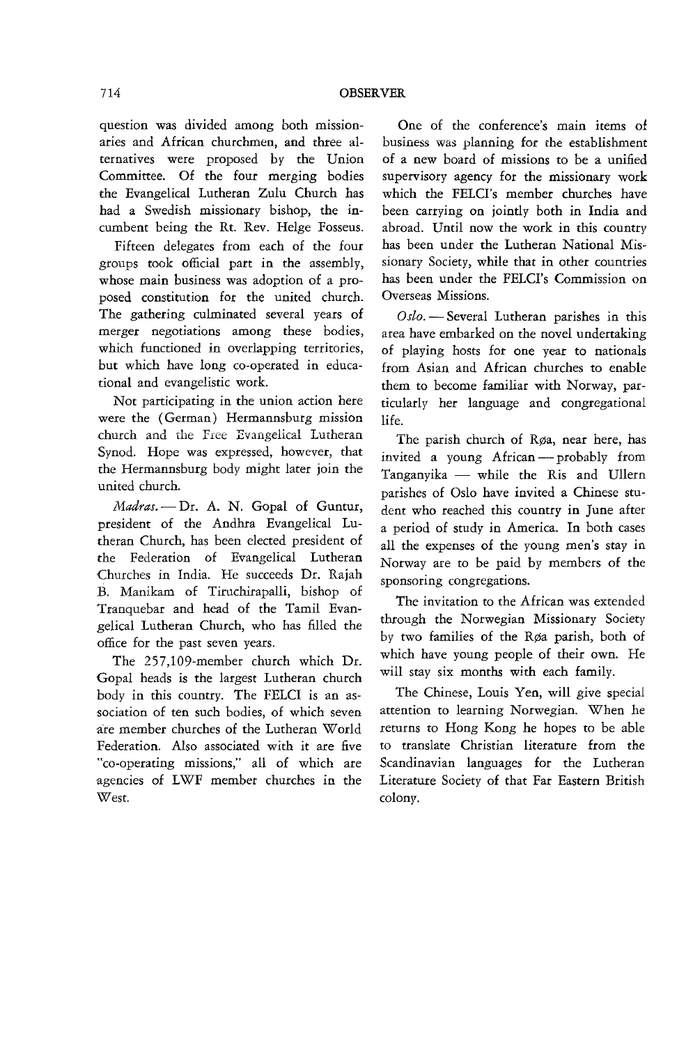question was divided among both missionaries and African churchmen, and three alternatives were proposed by the Union Committee. Of the four merging bodies the Evangelical Lutheran Zulu Church has had a Swedish missionary bishop, the incumbent being the Rt. Rev. Helge Fosseus.

Fifteen delegates from each of the four groups took official part in the assembly, whose main business was adoption of a proposed constitution for the united church. The gathering culminated several years of merger negotiations among these bodies, which functioned in overlapping territories, but which have long co-operated in educational and evangelistic work.

Not participating in the union action here were the (German) Hermannsburg mission church and the Free Evangelical Lutheran Synod. Hope was expressed, however, that the Hermannsburg body might later join the united church.

*Madras.* — Dr. A. N. Gopal of Guntur, president of the Andhra Evangelical Lutheran Church, has been elected president of the Federation of Evangelical Lutheran Churches in India. He succeeds Dr. Rajah B. Manikam of Tiruchirapalli, bishop of Tranquebar and head of the Tamil Evangelical Lutheran Church, who has filled the office for the past seven years.

The 257,109-member church which Dr. Gopal heads is the largest Lutheran church body in this country. The FELCI is an association of ten such bodies, of which seven are member churches of the Lutheran World Federation. Also associated with it are five "co-operating missions," all of which are agencies of LWF member churches in the West.

One of the conference's main items of business was planning for the establishment of a new board of missions to be a unified supervisory agency for the missionary work which the FELCI's member churches have been carrying on jointly both in India and abroad. Until now the work in this country has been under the Lutheran National Missionary Society, while that in other countries has been under the FELCI's Commission on Overseas Missions.

*Oslo.* — Several Lutheran parishes in this area have embarked on the novel undertaking of playing hosts for one year to nationals from Asian and African churches to enable them to become familiar with Norway, particularly her language and congregational life.

The parish church of Røa, near here, has invited a young African — probably from Tanganyika — while the Ris and Ullern parishes of Oslo have invited a Chinese student who reached this country in June after a period of study in America. In both cases all the expenses of the young men's stay in Norway are to be paid by members of the sponsoring congregations.

The invitation to the African was extended through the Norwegian Missionary Society by two families of the Røa parish, both of which have young people of their own. He will stay six months with each family.

The Chinese, Louis Yen, will give special attention to learning Norwegian. When he returns to Hong Kong he hopes to be able to translate Christian literature from the Scandinavian languages for the Lutheran Literature Society of that Far Eastern British colony.